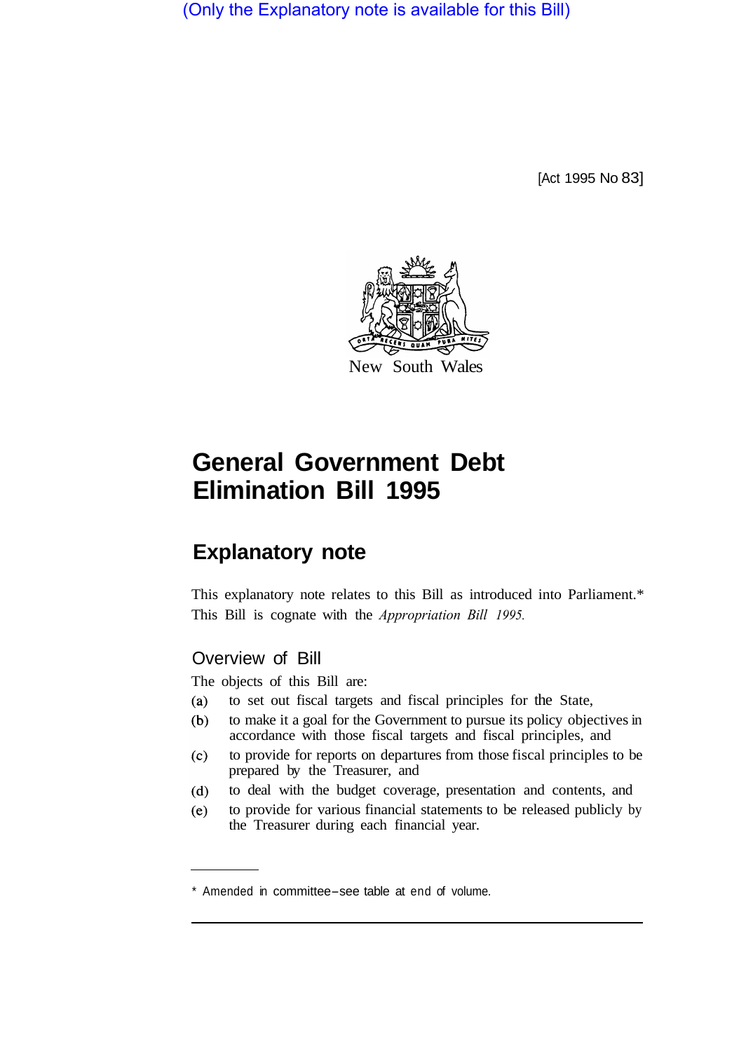(Only the Explanatory note is available for this Bill)

[Act 1995 No 83]

New South Wales

# General Government Debt Elimination Bill 1995

## Explanatory note

This explanatory note relates to this Bill as introduced into Parliament.* This Bill is cognate with the *Appropriation Bill 1995.*

### Overview of Bill

The objects of this Bill are:

(a) to set out fiscal targets and fiscal principles for the State,

(b) to make it a goal for the Government to pursue its policy objectives in accordance with those fiscal targets and fiscal principles, and

(c) to provide for reports on departures from those fiscal principles to be prepared by the Treasurer, and

(d) to deal with the budget coverage, presentation and contents, and

(e) to provide for various financial statements to be released publicly by the Treasurer during each financial year.

* Amended in committee—see table at end of volume.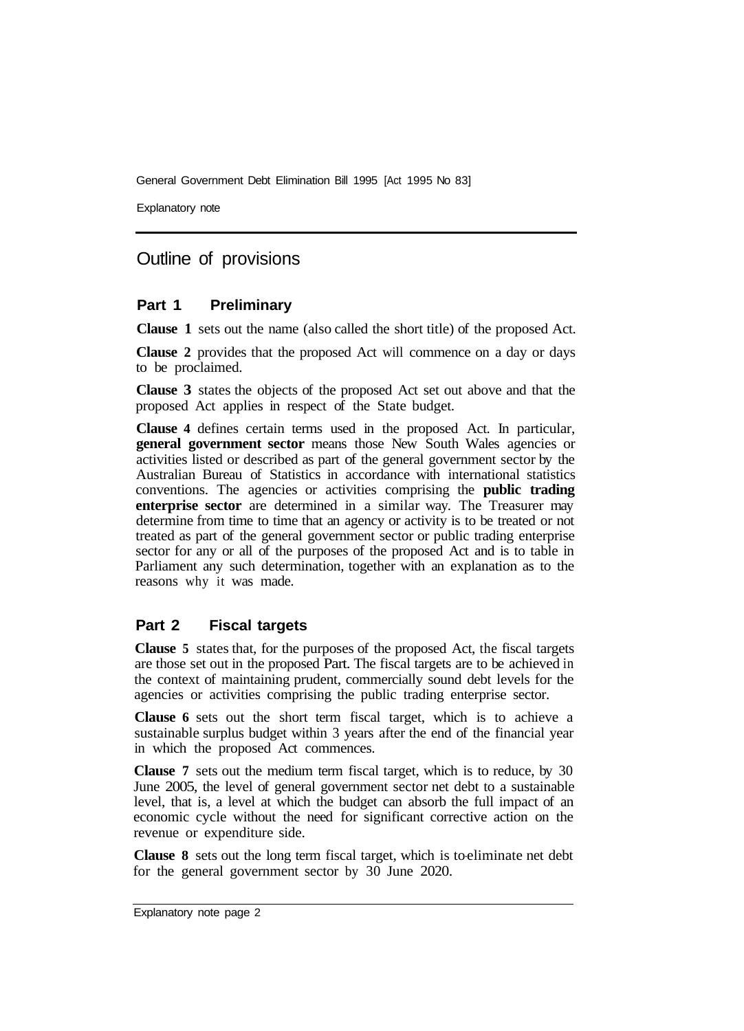## Outline of provisions

### Part 1 Preliminary

**Clause 1** sets out the name (also called the short title) of the proposed Act.

**Clause 2** provides that the proposed Act will commence on a day or days to be proclaimed.

**Clause 3** states the objects of the proposed Act set out above and that the proposed Act applies in respect of the State budget.

**Clause 4** defines certain terms used in the proposed Act. In particular, **general government sector** means those New South Wales agencies or activities listed or described as part of the general government sector by the Australian Bureau of Statistics in accordance with international statistics conventions. The agencies or activities comprising the **public trading enterprise sector** are determined in a similar way. The Treasurer may determine from time to time that an agency or activity is to be treated or not treated as part of the general government sector or public trading enterprise sector for any or all of the purposes of the proposed Act and is to table in Parliament any such determination, together with an explanation as to the reasons why it was made.

### Part 2 Fiscal targets

**Clause 5** states that, for the purposes of the proposed Act, the fiscal targets are those set out in the proposed Part. The fiscal targets are to be achieved in the context of maintaining prudent, commercially sound debt levels for the agencies or activities comprising the public trading enterprise sector.

**Clause 6** sets out the short term fiscal target, which is to achieve a sustainable surplus budget within 3 years after the end of the financial year in which the proposed Act commences.

**Clause 7** sets out the medium term fiscal target, which is to reduce, by 30 June 2005, the level of general government sector net debt to a sustainable level, that is, a level at which the budget can absorb the full impact of an economic cycle without the need for significant corrective action on the revenue or expenditure side.

**Clause 8** sets out the long term fiscal target, which is to eliminate net debt for the general government sector by 30 June 2020.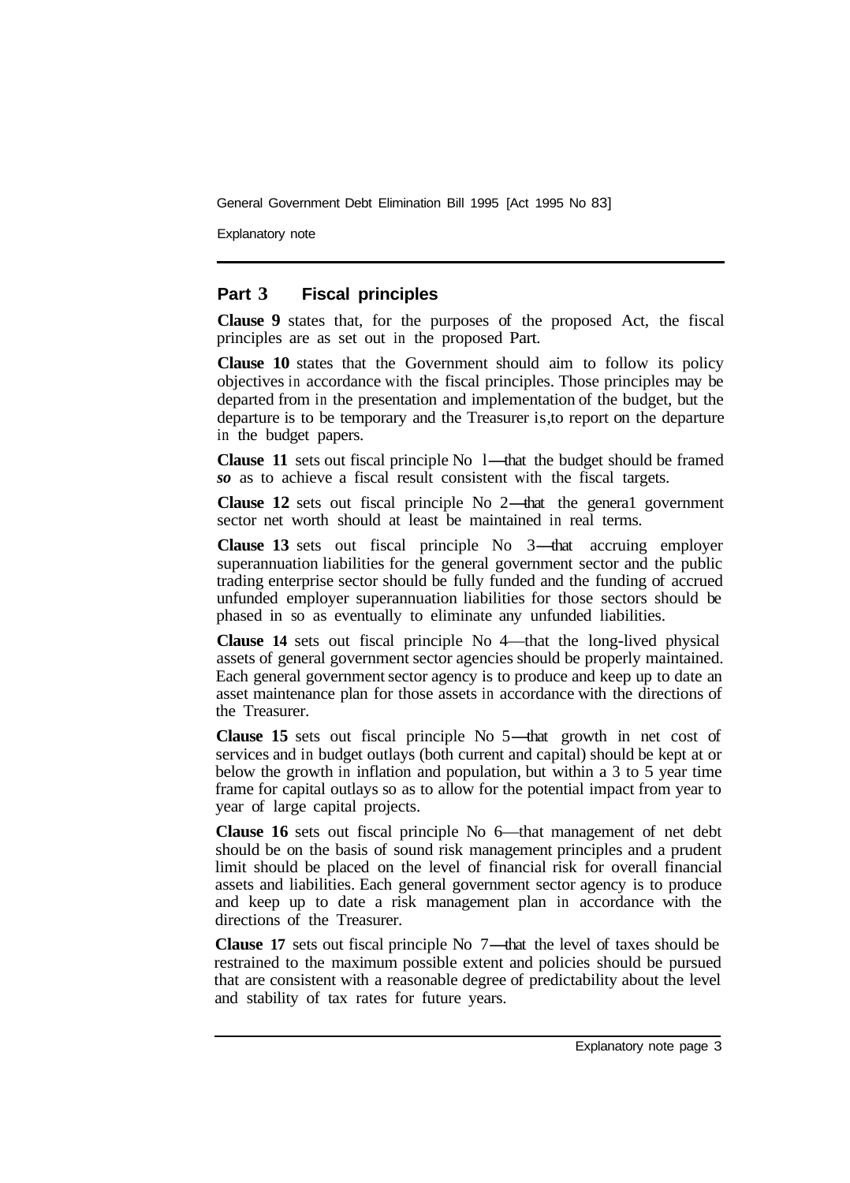## Part 3 Fiscal principles

**Clause 9** states that, for the purposes of the proposed Act, the fiscal principles are as set out in the proposed Part.

**Clause 10** states that the Government should aim to follow its policy objectives in accordance with the fiscal principles. Those principles may be departed from in the presentation and implementation of the budget, but the departure is to be temporary and the Treasurer is,to report on the departure in the budget papers.

**Clause 11** sets out fiscal principle No l—that the budget should be framed *so* as to achieve a fiscal result consistent with the fiscal targets.

**Clause 12** sets out fiscal principle No 2—that the genera1 government sector net worth should at least be maintained in real terms.

**Clause 13** sets out fiscal principle No 3—that accruing employer superannuation liabilities for the general government sector and the public trading enterprise sector should be fully funded and the funding of accrued unfunded employer superannuation liabilities for those sectors should be phased in so as eventually to eliminate any unfunded liabilities.

**Clause 14** sets out fiscal principle No 4—that the long-lived physical assets of general government sector agencies should be properly maintained. Each general government sector agency is to produce and keep up to date an asset maintenance plan for those assets in accordance with the directions of the Treasurer.

**Clause 15** sets out fiscal principle No 5—that growth in net cost of services and in budget outlays (both current and capital) should be kept at or below the growth in inflation and population, but within a 3 to 5 year time frame for capital outlays so as to allow for the potential impact from year to year of large capital projects.

**Clause 16** sets out fiscal principle No 6—that management of net debt should be on the basis of sound risk management principles and a prudent limit should be placed on the level of financial risk for overall financial assets and liabilities. Each general government sector agency is to produce and keep up to date a risk management plan in accordance with the directions of the Treasurer.

**Clause 17** sets out fiscal principle No 7—that the level of taxes should be restrained to the maximum possible extent and policies should be pursued that are consistent with a reasonable degree of predictability about the level and stability of tax rates for future years.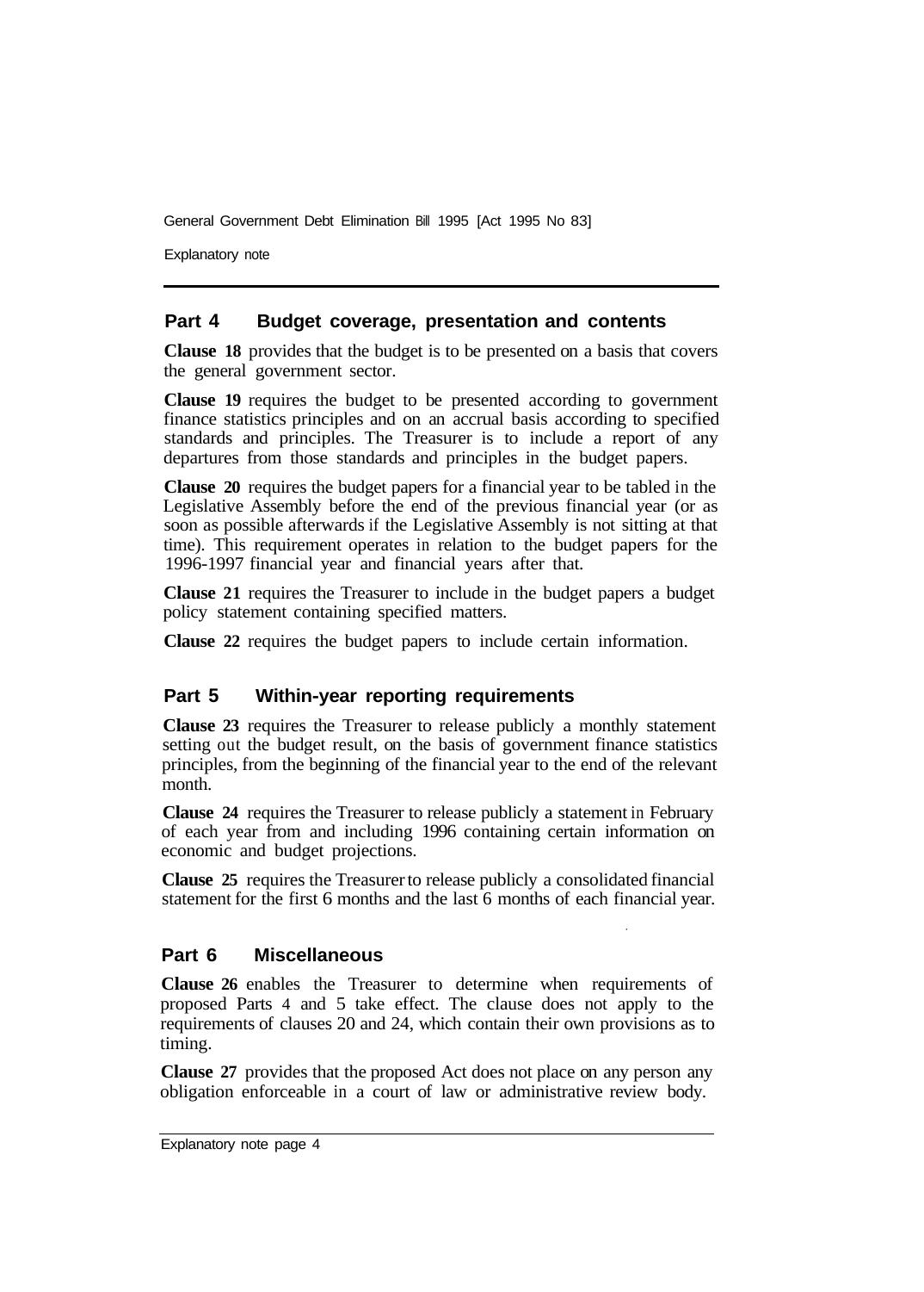## Part 4 Budget coverage, presentation and contents

**Clause 18** provides that the budget is to be presented on a basis that covers the general government sector.

**Clause 19** requires the budget to be presented according to government finance statistics principles and on an accrual basis according to specified standards and principles. The Treasurer is to include a report of any departures from those standards and principles in the budget papers.

**Clause 20** requires the budget papers for a financial year to be tabled in the Legislative Assembly before the end of the previous financial year (or as soon as possible afterwards if the Legislative Assembly is not sitting at that time). This requirement operates in relation to the budget papers for the 1996-1997 financial year and financial years after that.

**Clause 21** requires the Treasurer to include in the budget papers a budget policy statement containing specified matters.

**Clause 22** requires the budget papers to include certain information.

## Part 5 Within-year reporting requirements

**Clause 23** requires the Treasurer to release publicly a monthly statement setting out the budget result, on the basis of government finance statistics principles, from the beginning of the financial year to the end of the relevant month.

**Clause 24** requires the Treasurer to release publicly a statement in February of each year from and including 1996 containing certain information on economic and budget projections.

**Clause 25** requires the Treasurer to release publicly a consolidated financial statement for the first 6 months and the last 6 months of each financial year.

## Part 6 Miscellaneous

**Clause 26** enables the Treasurer to determine when requirements of proposed Parts 4 and 5 take effect. The clause does not apply to the requirements of clauses 20 and 24, which contain their own provisions as to timing.

**Clause 27** provides that the proposed Act does not place on any person any obligation enforceable in a court of law or administrative review body.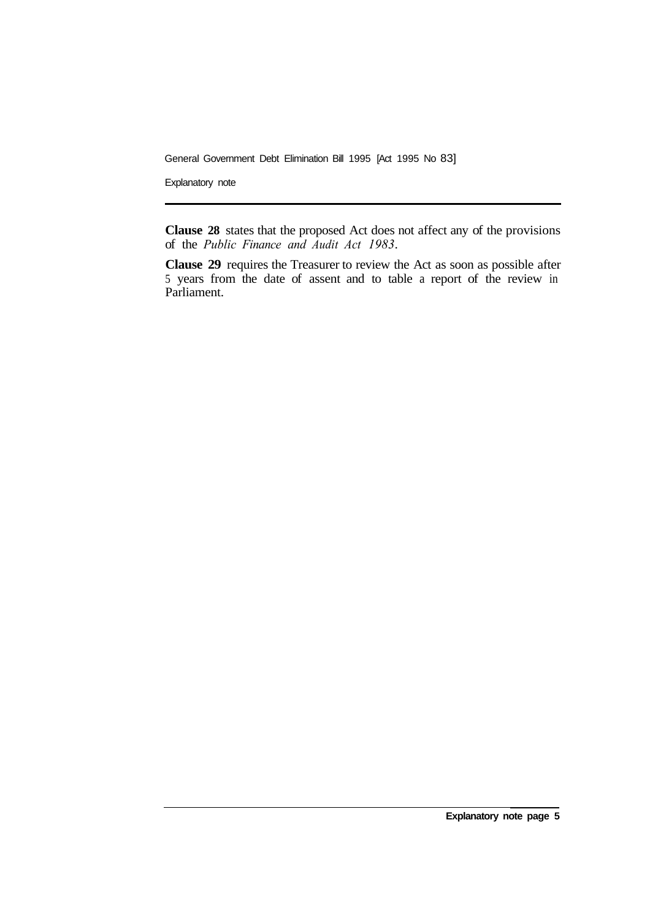**Clause 28** states that the proposed Act does not affect any of the provisions of the *Public Finance and Audit Act 1983*.

**Clause 29** requires the Treasurer to review the Act as soon as possible after 5 years from the date of assent and to table a report of the review in Parliament.